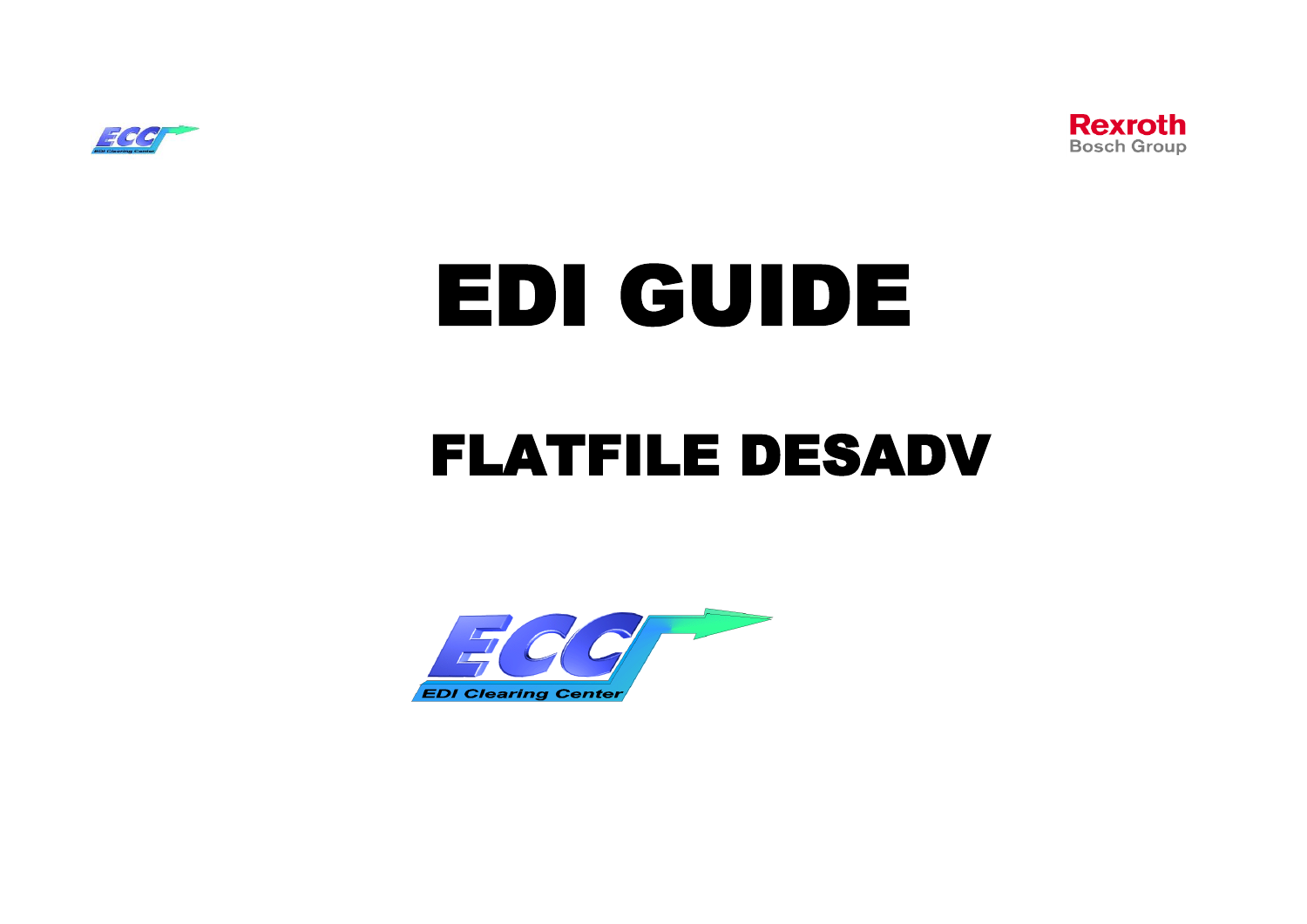# EDI GUIDE

## FLATFILE DESADV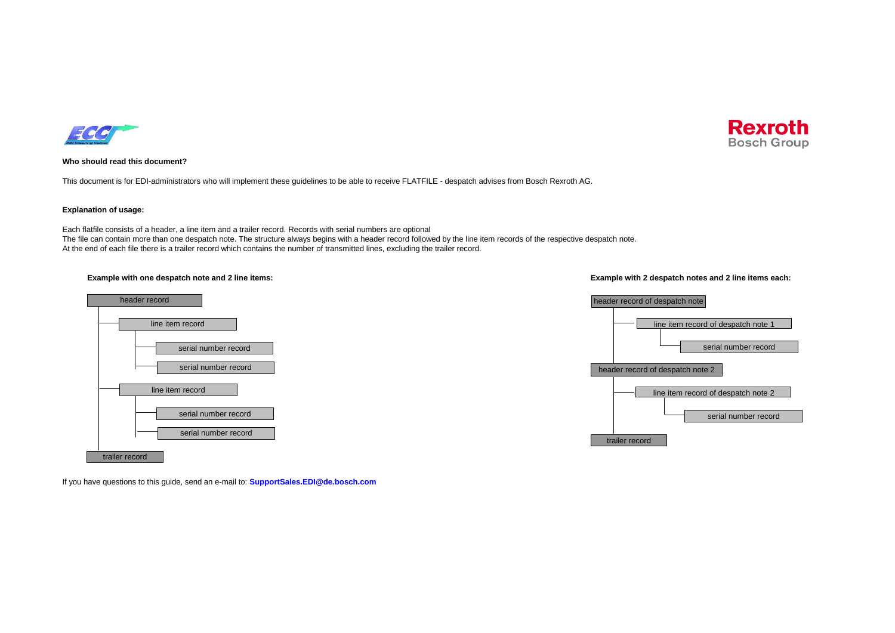**Who should read this document?**

This document is for EDI-administrators who will implement these guidelines to be able to receive FLATFILE - despatch advises from Bosch Rexroth AG.

**Explanation of usage:**

Each flatfile consists of a header, a line item and a trailer record. Records with serial numbers are optional
The file can contain more than one despatch note. The structure always begins with a header record followed by the line item records of the respective despatch note.
At the end of each file there is a trailer record which contains the number of transmitted lines, excluding the trailer record.

**Example with one despatch note and 2 line items:**

- header record
  - line item record
    - serial number record
    - serial number record
  - line item record
    - serial number record
    - serial number record
- trailer record

**Example with 2 despatch notes and 2 line items each:**

- header record of despatch note
  - line item record of despatch note 1
    - serial number record
- header record of despatch note 2
  - line item record of despatch note 2
    - serial number record
- trailer record

If you have questions to this guide, send an e-mail to: **SupportSales.EDI@de.bosch.com**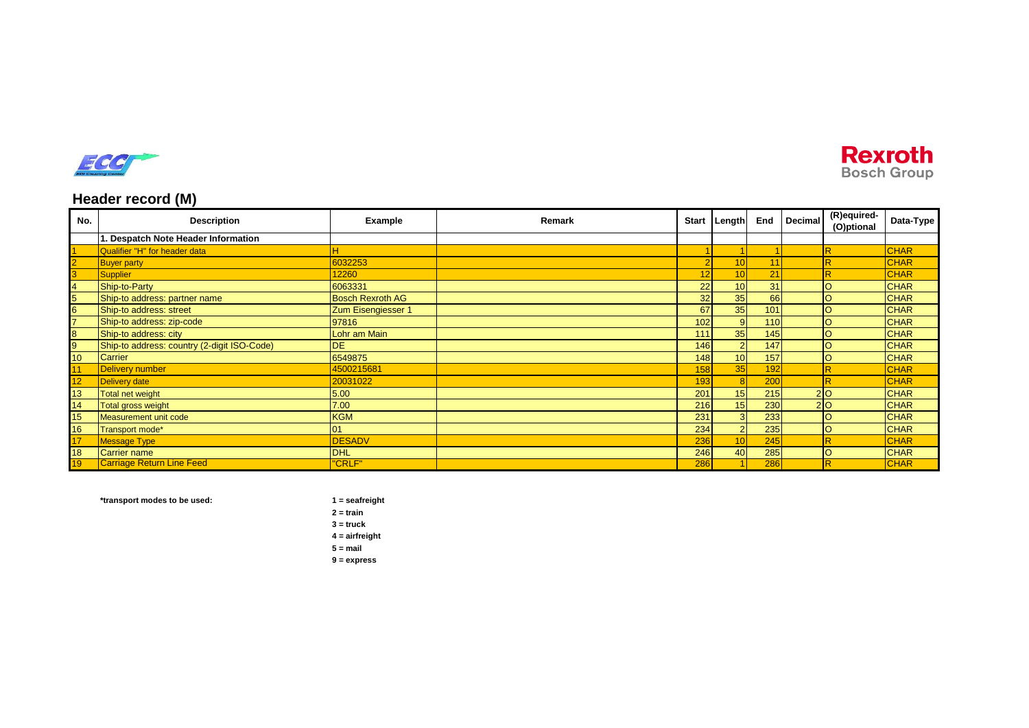## Header record (M)

| No. | Description | Example | Remark | Start | Length | End | Decimal | (R)equired-(O)ptional | Data-Type |
|---|---|---|---|---|---|---|---|---|---|
| | **1. Despatch Note Header Information** | | | | | | | | |
| 1 | Qualifier "H" for header data | H | | 1 | 1 | 1 | | R | CHAR |
| 2 | Buyer party | 6032253 | | 2 | 10 | 11 | | R | CHAR |
| 3 | Supplier | 12260 | | 12 | 10 | 21 | | R | CHAR |
| 4 | Ship-to-Party | 6063331 | | 22 | 10 | 31 | | O | CHAR |
| 5 | Ship-to address: partner name | Bosch Rexroth AG | | 32 | 35 | 66 | | O | CHAR |
| 6 | Ship-to address: street | Zum Eisengiesser 1 | | 67 | 35 | 101 | | O | CHAR |
| 7 | Ship-to address: zip-code | 97816 | | 102 | 9 | 110 | | O | CHAR |
| 8 | Ship-to address: city | Lohr am Main | | 111 | 35 | 145 | | O | CHAR |
| 9 | Ship-to address: country (2-digit ISO-Code) | DE | | 146 | 2 | 147 | | O | CHAR |
| 10 | Carrier | 6549875 | | 148 | 10 | 157 | | O | CHAR |
| 11 | Delivery number | 4500215681 | | 158 | 35 | 192 | | R | CHAR |
| 12 | Delivery date | 20031022 | | 193 | 8 | 200 | | R | CHAR |
| 13 | Total net weight | 5.00 | | 201 | 15 | 215 | 2 | O | CHAR |
| 14 | Total gross weight | 7.00 | | 216 | 15 | 230 | 2 | O | CHAR |
| 15 | Measurement unit code | KGM | | 231 | 3 | 233 | | O | CHAR |
| 16 | Transport mode* | 01 | | 234 | 2 | 235 | | O | CHAR |
| 17 | Message Type | DESADV | | 236 | 10 | 245 | | R | CHAR |
| 18 | Carrier name | DHL | | 246 | 40 | 285 | | O | CHAR |
| 19 | Carriage Return Line Feed | "CRLF" | | 286 | 1 | 286 | | R | CHAR |

**\*transport modes to be used:**

**1 = seafreight**
**2 = train**
**3 = truck**
**4 = airfreight**
**5 = mail**
**9 = express**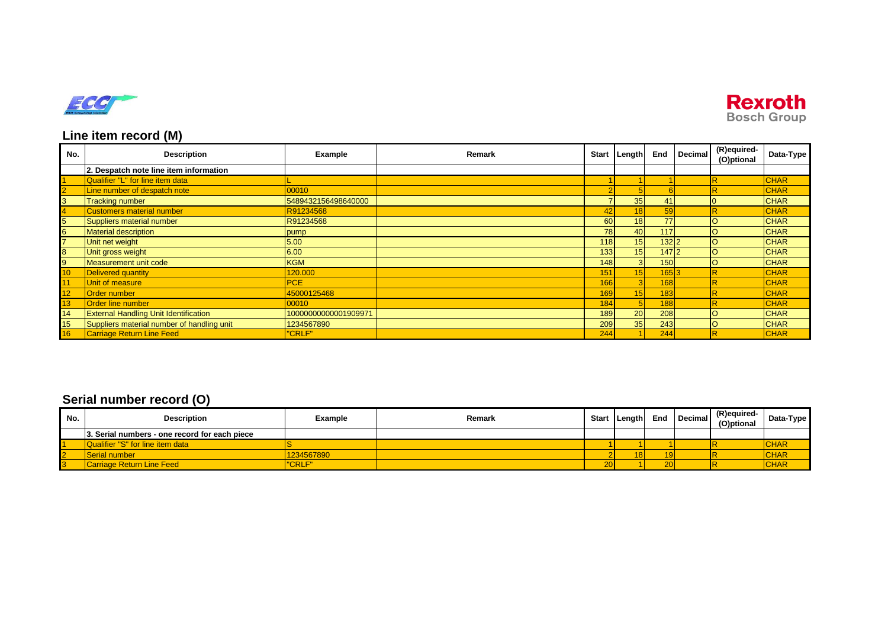## Line item record (M)

| No. | Description | Example | Remark | Start | Length | End | Decimal | (R)equired-(O)ptional | Data-Type |
|---|---|---|---|---|---|---|---|---|---|
| | 2. Despatch note line item information | | | | | | | | |
| 1 | Qualifier "L" for line item data | L | | 1 | 1 | 1 | | R | CHAR |
| 2 | Line number of despatch note | 00010 | | 2 | 5 | 6 | | R | CHAR |
| 3 | Tracking number | 5489432156498640000 | | 7 | 35 | 41 | | O | CHAR |
| 4 | Customers material number | R91234568 | | 42 | 18 | 59 | | R | CHAR |
| 5 | Suppliers material number | R91234568 | | 60 | 18 | 77 | | O | CHAR |
| 6 | Material description | pump | | 78 | 40 | 117 | | O | CHAR |
| 7 | Unit net weight | 5.00 | | 118 | 15 | 132 | 2 | O | CHAR |
| 8 | Unit gross weight | 6.00 | | 133 | 15 | 147 | 2 | O | CHAR |
| 9 | Measurement unit code | KGM | | 148 | 3 | 150 | | O | CHAR |
| 10 | Delivered quantity | 120.000 | | 151 | 15 | 165 | 3 | R | CHAR |
| 11 | Unit of measure | PCE | | 166 | 3 | 168 | | R | CHAR |
| 12 | Order number | 45000125468 | | 169 | 15 | 183 | | R | CHAR |
| 13 | Order line number | 00010 | | 184 | 5 | 188 | | R | CHAR |
| 14 | External Handling Unit Identification | 10000000000001909971 | | 189 | 20 | 208 | | O | CHAR |
| 15 | Suppliers material number of handling unit | 1234567890 | | 209 | 35 | 243 | | O | CHAR |
| 16 | Carriage Return Line Feed | "CRLF" | | 244 | 1 | 244 | | R | CHAR |

## Serial number record (O)

| No. | Description | Example | Remark | Start | Length | End | Decimal | (R)equired-(O)ptional | Data-Type |
|---|---|---|---|---|---|---|---|---|---|
| | 3. Serial numbers - one record for each piece | | | | | | | | |
| 1 | Qualifier "S" for line item data | S | | 1 | 1 | 1 | | R | CHAR |
| 2 | Serial number | 1234567890 | | 2 | 18 | 19 | | R | CHAR |
| 3 | Carriage Return Line Feed | "CRLF" | | 20 | 1 | 20 | | R | CHAR |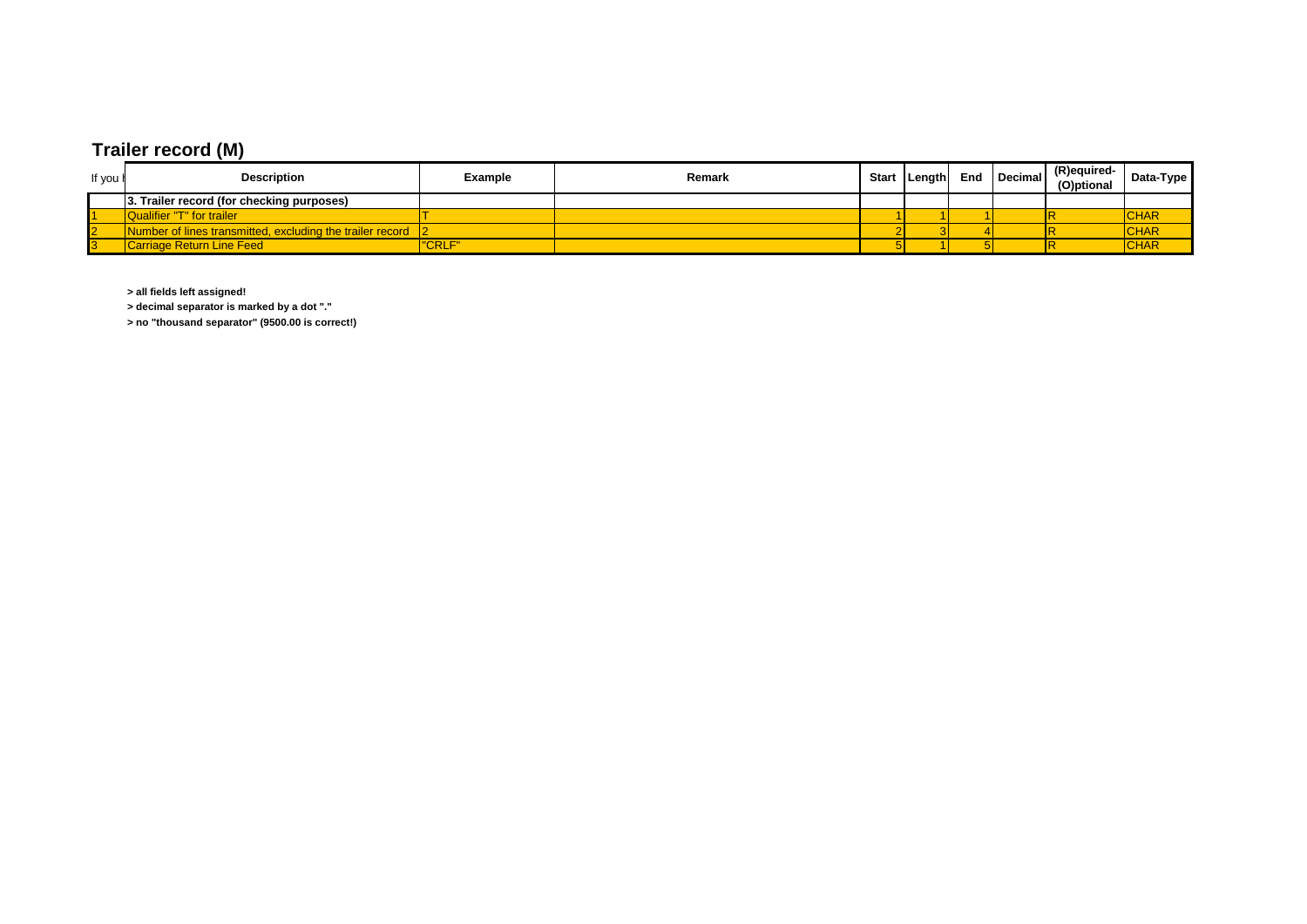## Trailer record (M)

| If you h | Description | Example | Remark | Start | Length | End | Decimal | (R)equired-(O)ptional | Data-Type |
|---|---|---|---|---|---|---|---|---|---|
| | **3. Trailer record (for checking purposes)** | | | | | | | | |
| 1 | Qualifier "T" for trailer | T | | 1 | 1 | 1 | | R | CHAR |
| 2 | Number of lines transmitted, excluding the trailer record | 2 | | 2 | 3 | 4 | | R | CHAR |
| 3 | Carriage Return Line Feed | "CRLF" | | 5 | 1 | 5 | | R | CHAR |

**> all fields left assigned!**

**> decimal separator is marked by a dot "."**

**> no "thousand separator" (9500.00 is correct!)**